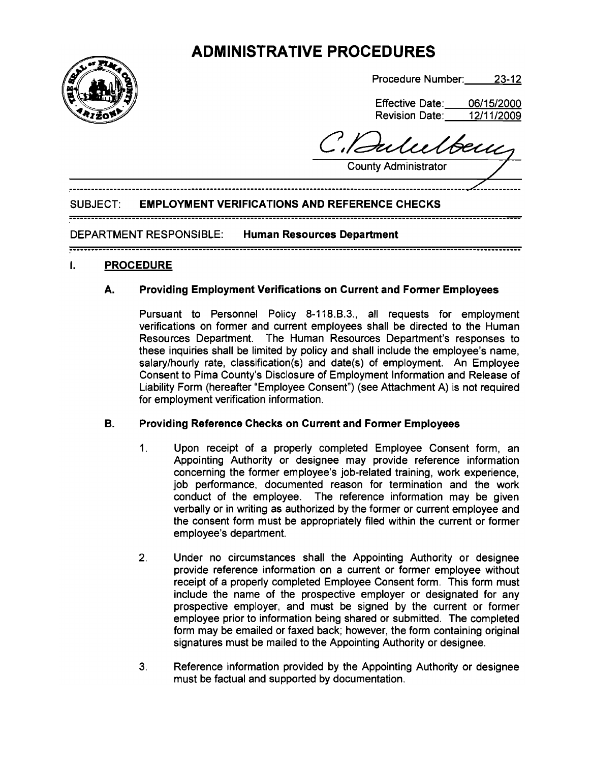# ADMINISTRATIVE PROCEDURES

Procedure Number: 23-12

Effective Date: 06/15/2000
Revision Date: 12/11/2009

C. Duhelberry
County Administrator

**SUBJECT: EMPLOYMENT VERIFICATIONS AND REFERENCE CHECKS**

**DEPARTMENT RESPONSIBLE: Human Resources Department**

## I. PROCEDURE

### A. Providing Employment Verifications on Current and Former Employees

Pursuant to Personnel Policy 8-118.B.3., all requests for employment verifications on former and current employees shall be directed to the Human Resources Department. The Human Resources Department's responses to these inquiries shall be limited by policy and shall include the employee's name, salary/hourly rate, classification(s) and date(s) of employment. An Employee Consent to Pima County's Disclosure of Employment Information and Release of Liability Form (hereafter "Employee Consent") (see Attachment A) is not required for employment verification information.

### B. Providing Reference Checks on Current and Former Employees

1. Upon receipt of a properly completed Employee Consent form, an Appointing Authority or designee may provide reference information concerning the former employee's job-related training, work experience, job performance, documented reason for termination and the work conduct of the employee. The reference information may be given verbally or in writing as authorized by the former or current employee and the consent form must be appropriately filed within the current or former employee's department.

2. Under no circumstances shall the Appointing Authority or designee provide reference information on a current or former employee without receipt of a properly completed Employee Consent form. This form must include the name of the prospective employer or designated for any prospective employer, and must be signed by the current or former employee prior to information being shared or submitted. The completed form may be emailed or faxed back; however, the form containing original signatures must be mailed to the Appointing Authority or designee.

3. Reference information provided by the Appointing Authority or designee must be factual and supported by documentation.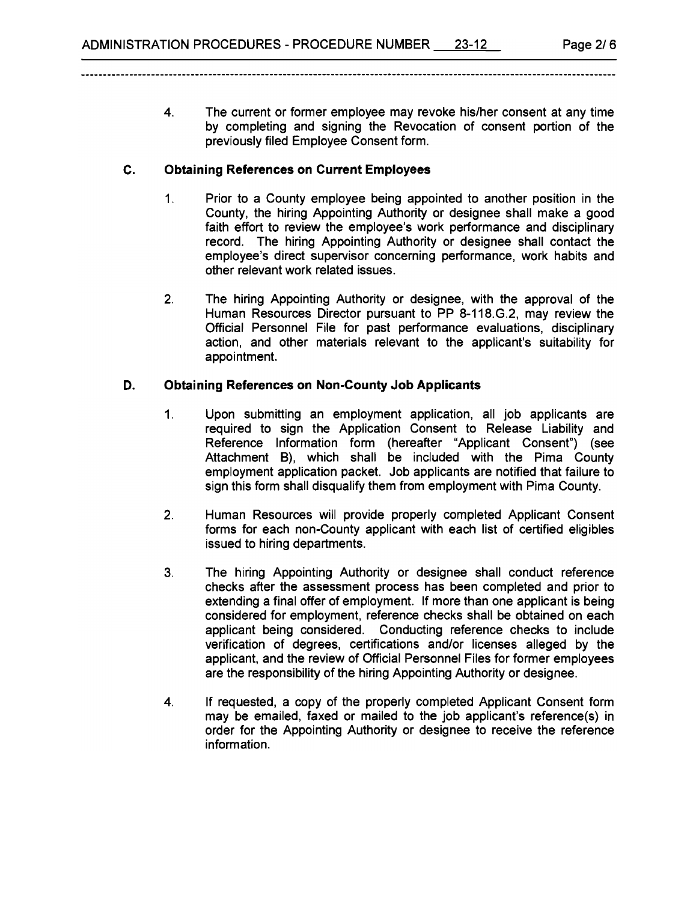4. The current or former employee may revoke his/her consent at any time by completing and signing the Revocation of consent portion of the previously filed Employee Consent form.

**C. Obtaining References on Current Employees**

1. Prior to a County employee being appointed to another position in the County, the hiring Appointing Authority or designee shall make a good faith effort to review the employee's work performance and disciplinary record. The hiring Appointing Authority or designee shall contact the employee's direct supervisor concerning performance, work habits and other relevant work related issues.

2. The hiring Appointing Authority or designee, with the approval of the Human Resources Director pursuant to PP 8-118.G.2, may review the Official Personnel File for past performance evaluations, disciplinary action, and other materials relevant to the applicant's suitability for appointment.

**D. Obtaining References on Non-County Job Applicants**

1. Upon submitting an employment application, all job applicants are required to sign the Application Consent to Release Liability and Reference Information form (hereafter "Applicant Consent") (see Attachment B), which shall be included with the Pima County employment application packet. Job applicants are notified that failure to sign this form shall disqualify them from employment with Pima County.

2. Human Resources will provide properly completed Applicant Consent forms for each non-County applicant with each list of certified eligibles issued to hiring departments.

3. The hiring Appointing Authority or designee shall conduct reference checks after the assessment process has been completed and prior to extending a final offer of employment. If more than one applicant is being considered for employment, reference checks shall be obtained on each applicant being considered. Conducting reference checks to include verification of degrees, certifications and/or licenses alleged by the applicant, and the review of Official Personnel Files for former employees are the responsibility of the hiring Appointing Authority or designee.

4. If requested, a copy of the properly completed Applicant Consent form may be emailed, faxed or mailed to the job applicant's reference(s) in order for the Appointing Authority or designee to receive the reference information.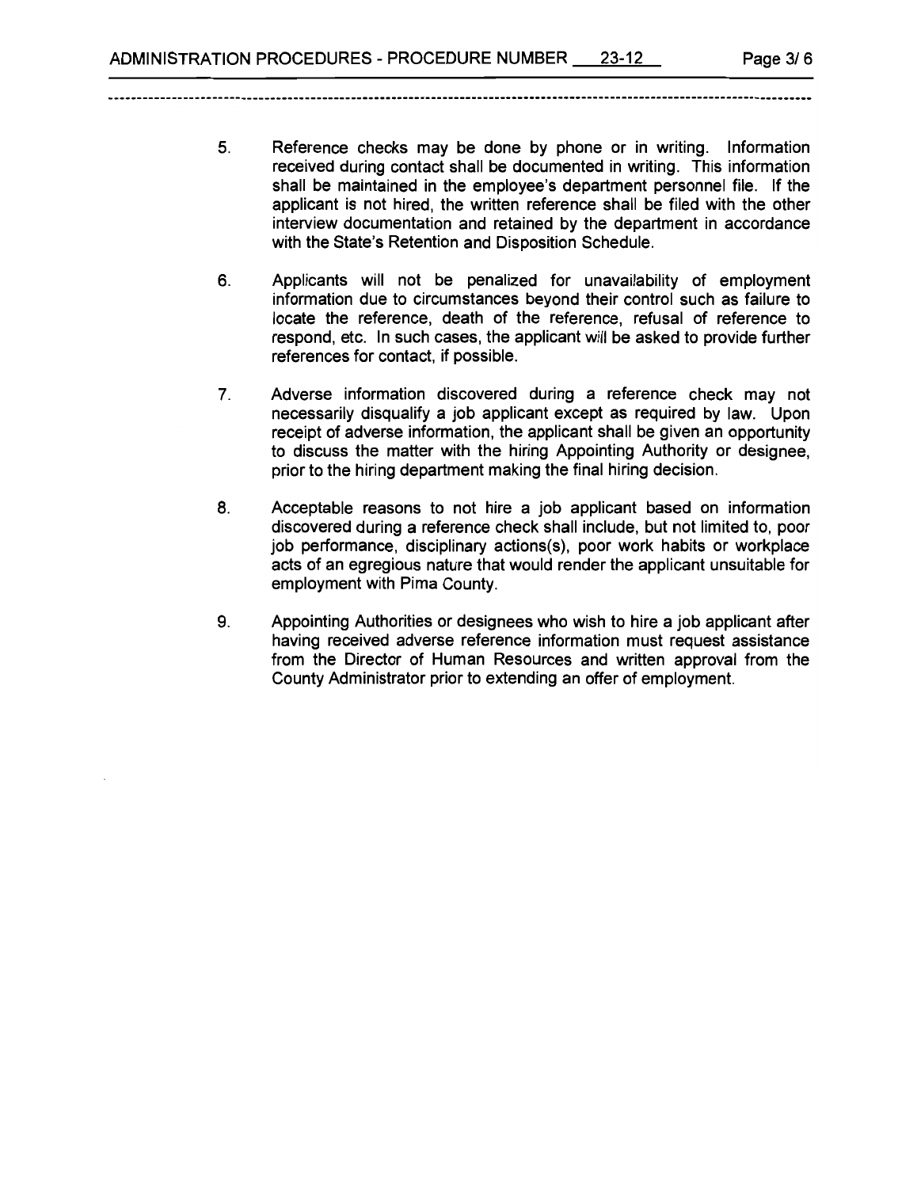5. Reference checks may be done by phone or in writing. Information received during contact shall be documented in writing. This information shall be maintained in the employee's department personnel file. If the applicant is not hired, the written reference shall be filed with the other interview documentation and retained by the department in accordance with the State's Retention and Disposition Schedule.

6. Applicants will not be penalized for unavailability of employment information due to circumstances beyond their control such as failure to locate the reference, death of the reference, refusal of reference to respond, etc. In such cases, the applicant will be asked to provide further references for contact, if possible.

7. Adverse information discovered during a reference check may not necessarily disqualify a job applicant except as required by law. Upon receipt of adverse information, the applicant shall be given an opportunity to discuss the matter with the hiring Appointing Authority or designee, prior to the hiring department making the final hiring decision.

8. Acceptable reasons to not hire a job applicant based on information discovered during a reference check shall include, but not limited to, poor job performance, disciplinary actions(s), poor work habits or workplace acts of an egregious nature that would render the applicant unsuitable for employment with Pima County.

9. Appointing Authorities or designees who wish to hire a job applicant after having received adverse reference information must request assistance from the Director of Human Resources and written approval from the County Administrator prior to extending an offer of employment.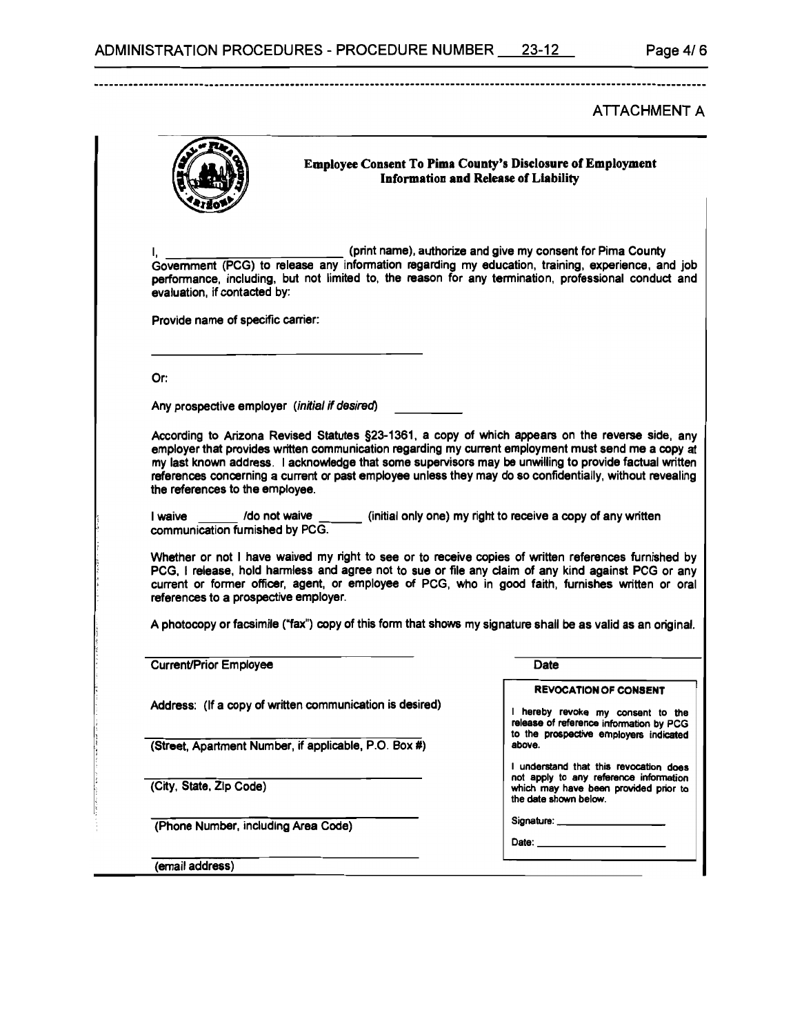## ATTACHMENT A

**Employee Consent To Pima County's Disclosure of Employment Information and Release of Liability**

I, ______________________ (print name), authorize and give my consent for Pima County Government (PCG) to release any information regarding my education, training, experience, and job performance, including, but not limited to, the reason for any termination, professional conduct and evaluation, if contacted by:

Provide name of specific carrier:

______________________________

Or:

Any prospective employer (*initial if desired*) __________

According to Arizona Revised Statutes §23-1361, a copy of which appears on the reverse side, any employer that provides written communication regarding my current employment must send me a copy at my last known address. I acknowledge that some supervisors may be unwilling to provide factual written references concerning a current or past employee unless they may do so confidentially, without revealing the references to the employee.

I waive ______ /do not waive ______ (initial only one) my right to receive a copy of any written communication furnished by PCG.

Whether or not I have waived my right to see or to receive copies of written references furnished by PCG, I release, hold harmless and agree not to sue or file any claim of any kind against PCG or any current or former officer, agent, or employee of PCG, who in good faith, furnishes written or oral references to a prospective employer.

A photocopy or facsimile ("fax") copy of this form that shows my signature shall be as valid as an original.

______________________________ ______________________
Current/Prior Employee Date

Address: (If a copy of written communication is desired)

______________________________
(Street, Apartment Number, if applicable, P.O. Box #)

______________________________
(City, State, Zip Code)

______________________________
(Phone Number, including Area Code)

______________________________
(email address)

**REVOCATION OF CONSENT**

I hereby revoke my consent to the release of reference information by PCG to the prospective employers indicated above.

I understand that this revocation does not apply to any reference information which may have been provided prior to the date shown below.

Signature: ______________________

Date: ______________________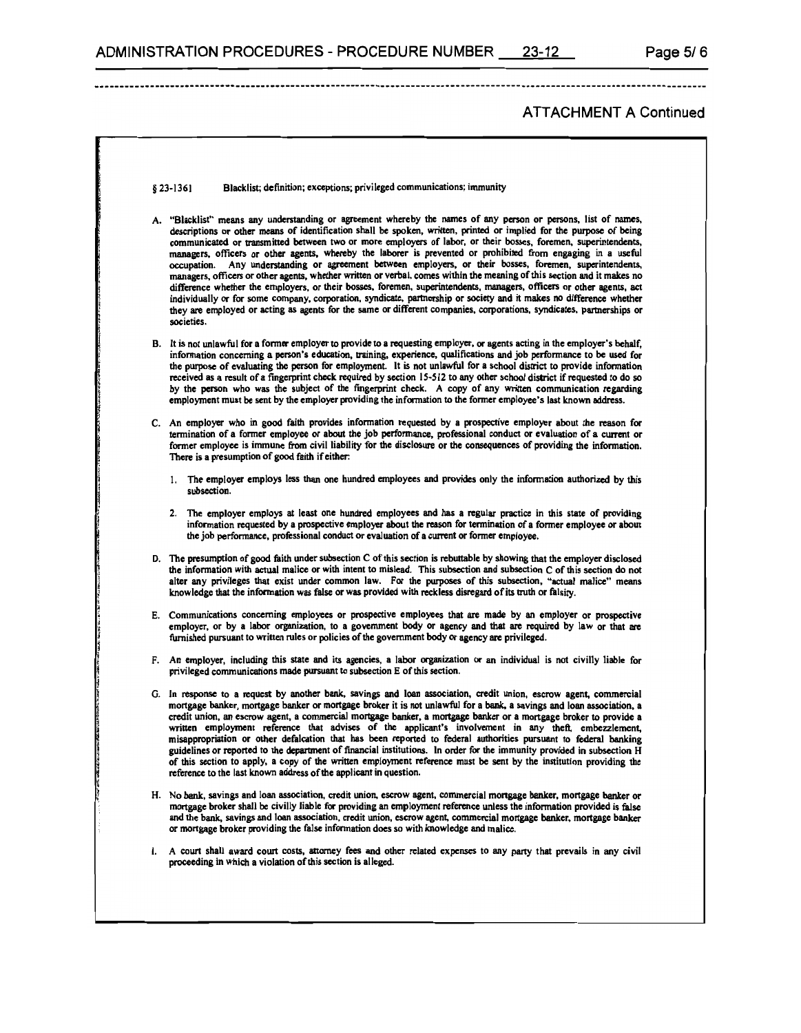## ATTACHMENT A Continued

§ 23-1361 Blacklist; definition; exceptions; privileged communications; immunity

A. "Blacklist" means any understanding or agreement whereby the names of any person or persons, list of names, descriptions or other means of identification shall be spoken, written, printed or implied for the purpose of being communicated or transmitted between two or more employers of labor, or their bosses, foremen, superintendents, managers, officers or other agents, whereby the laborer is prevented or prohibited from engaging in a useful occupation. Any understanding or agreement between employers, or their bosses, foremen, superintendents, managers, officers or other agents, whether written or verbal, comes within the meaning of this section and it makes no difference whether the employers, or their bosses, foremen, superintendents, managers, officers or other agents, act individually or for some company, corporation, syndicate, partnership or society and it makes no difference whether they are employed or acting as agents for the same or different companies, corporations, syndicates, partnerships or societies.

B. It is not unlawful for a former employer to provide to a requesting employer, or agents acting in the employer's behalf, information concerning a person's education, training, experience, qualifications and job performance to be used for the purpose of evaluating the person for employment. It is not unlawful for a school district to provide information received as a result of a fingerprint check required by section 15-512 to any other school district if requested to do so by the person who was the subject of the fingerprint check. A copy of any written communication regarding employment must be sent by the employer providing the information to the former employee's last known address.

C. An employer who in good faith provides information requested by a prospective employer about the reason for termination of a former employee or about the job performance, professional conduct or evaluation of a current or former employee is immune from civil liability for the disclosure or the consequences of providing the information. There is a presumption of good faith if either:

   1. The employer employs less than one hundred employees and provides only the information authorized by this subsection.

   2. The employer employs at least one hundred employees and has a regular practice in this state of providing information requested by a prospective employer about the reason for termination of a former employee or about the job performance, professional conduct or evaluation of a current or former employee.

D. The presumption of good faith under subsection C of this section is rebuttable by showing that the employer disclosed the information with actual malice or with intent to mislead. This subsection and subsection C of this section do not alter any privileges that exist under common law. For the purposes of this subsection, "actual malice" means knowledge that the information was false or was provided with reckless disregard of its truth or falsity.

E. Communications concerning employees or prospective employees that are made by an employer or prospective employer, or by a labor organization, to a government body or agency and that are required by law or that are furnished pursuant to written rules or policies of the government body or agency are privileged.

F. An employer, including this state and its agencies, a labor organization or an individual is not civilly liable for privileged communications made pursuant to subsection E of this section.

G. In response to a request by another bank, savings and loan association, credit union, escrow agent, commercial mortgage banker, mortgage banker or mortgage broker it is not unlawful for a bank, a savings and loan association, a credit union, an escrow agent, a commercial mortgage banker, a mortgage banker or a mortgage broker to provide a written employment reference that advises of the applicant's involvement in any theft, embezzlement, misappropriation or other defalcation that has been reported to federal authorities pursuant to federal banking guidelines or reported to the department of financial institutions. In order for the immunity provided in subsection H of this section to apply, a copy of the written employment reference must be sent by the institution providing the reference to the last known address of the applicant in question.

H. No bank, savings and loan association, credit union, escrow agent, commercial mortgage banker, mortgage banker or mortgage broker shall be civilly liable for providing an employment reference unless the information provided is false and the bank, savings and loan association, credit union, escrow agent, commercial mortgage banker, mortgage banker or mortgage broker providing the false information does so with knowledge and malice.

I. A court shall award court costs, attorney fees and other related expenses to any party that prevails in any civil proceeding in which a violation of this section is alleged.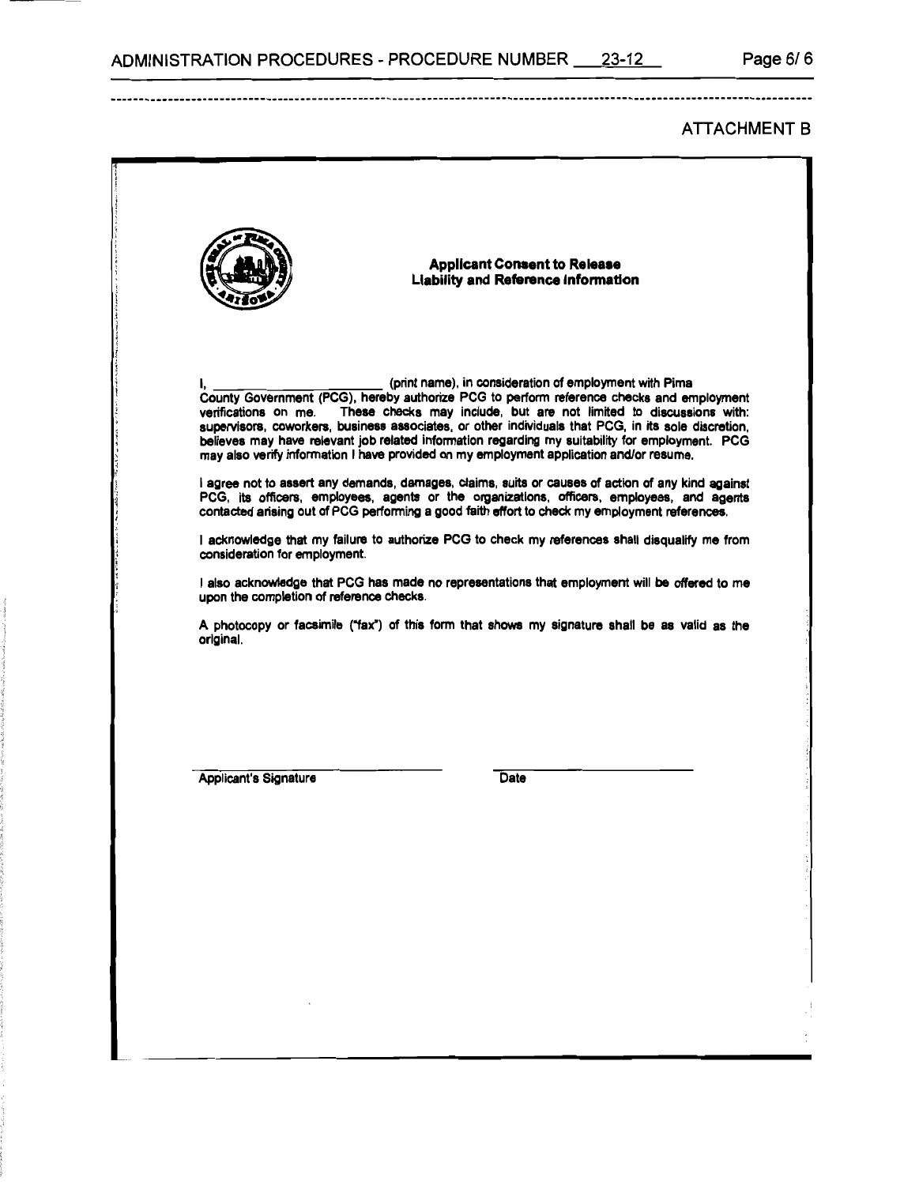## ATTACHMENT B

### Applicant Consent to Release Liability and Reference Information

I, ______________________ (print name), in consideration of employment with Pima County Government (PCG), hereby authorize PCG to perform reference checks and employment verifications on me. These checks may include, but are not limited to discussions with: supervisors, coworkers, business associates, or other individuals that PCG, in its sole discretion, believes may have relevant job related information regarding my suitability for employment. PCG may also verify information I have provided on my employment application and/or resume.

I agree not to assert any demands, damages, claims, suits or causes of action of any kind against PCG, its officers, employees, agents or the organizations, officers, employees, and agents contacted arising out of PCG performing a good faith effort to check my employment references.

I acknowledge that my failure to authorize PCG to check my references shall disqualify me from consideration for employment.

I also acknowledge that PCG has made no representations that employment will be offered to me upon the completion of reference checks.

A photocopy or facsimile ("fax") of this form that shows my signature shall be as valid as the original.

______________________ ______________________

Applicant's Signature Date